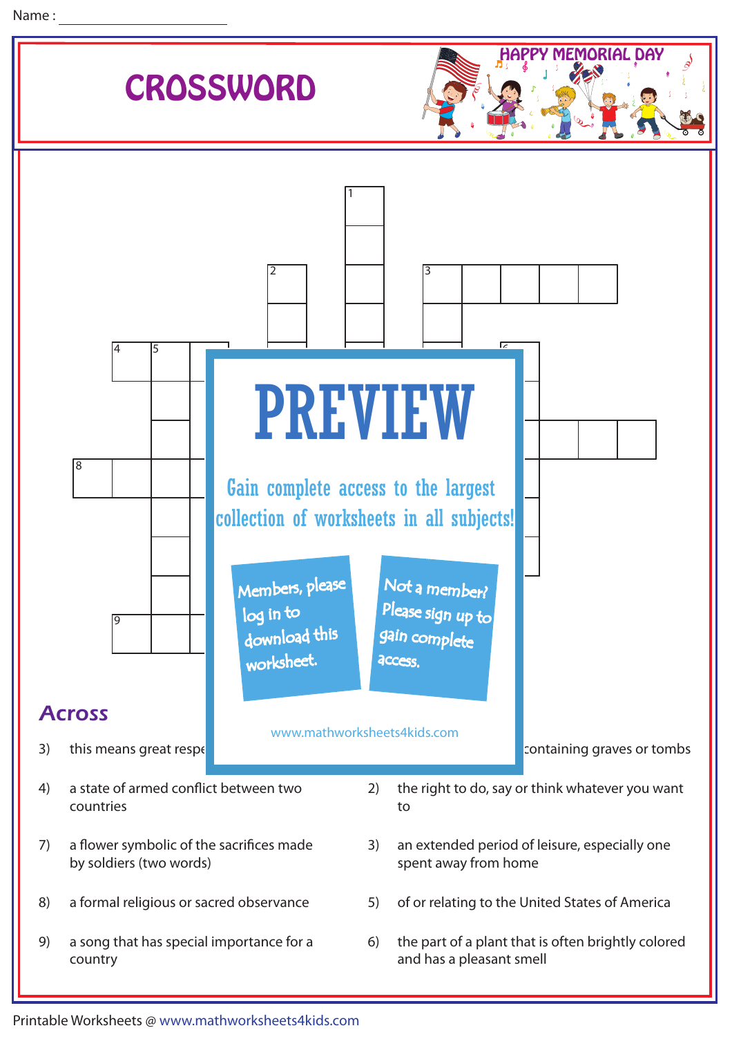Name : ____________________

# CROSSWORD

HAPPY MEMORIAL DAY

1 2 3 4 5 6 8 9

# PREVIEW

Gain complete access to the largest collection of worksheets in all subjects!

Members, please log in to download this worksheet.

Not a member? Please sign up to gain complete access.

www.mathworksheets4kids.com

## Across

3) this means great respe

4) a state of armed conflict between two countries

7) a flower symbolic of the sacrifices made by soldiers (two words)

8) a formal religious or sacred observance

9) a song that has special importance for a country

## Down

containing graves or tombs

2) the right to do, say or think whatever you want to

3) an extended period of leisure, especially one spent away from home

5) of or relating to the United States of America

6) the part of a plant that is often brightly colored and has a pleasant smell

Printable Worksheets @ www.mathworksheets4kids.com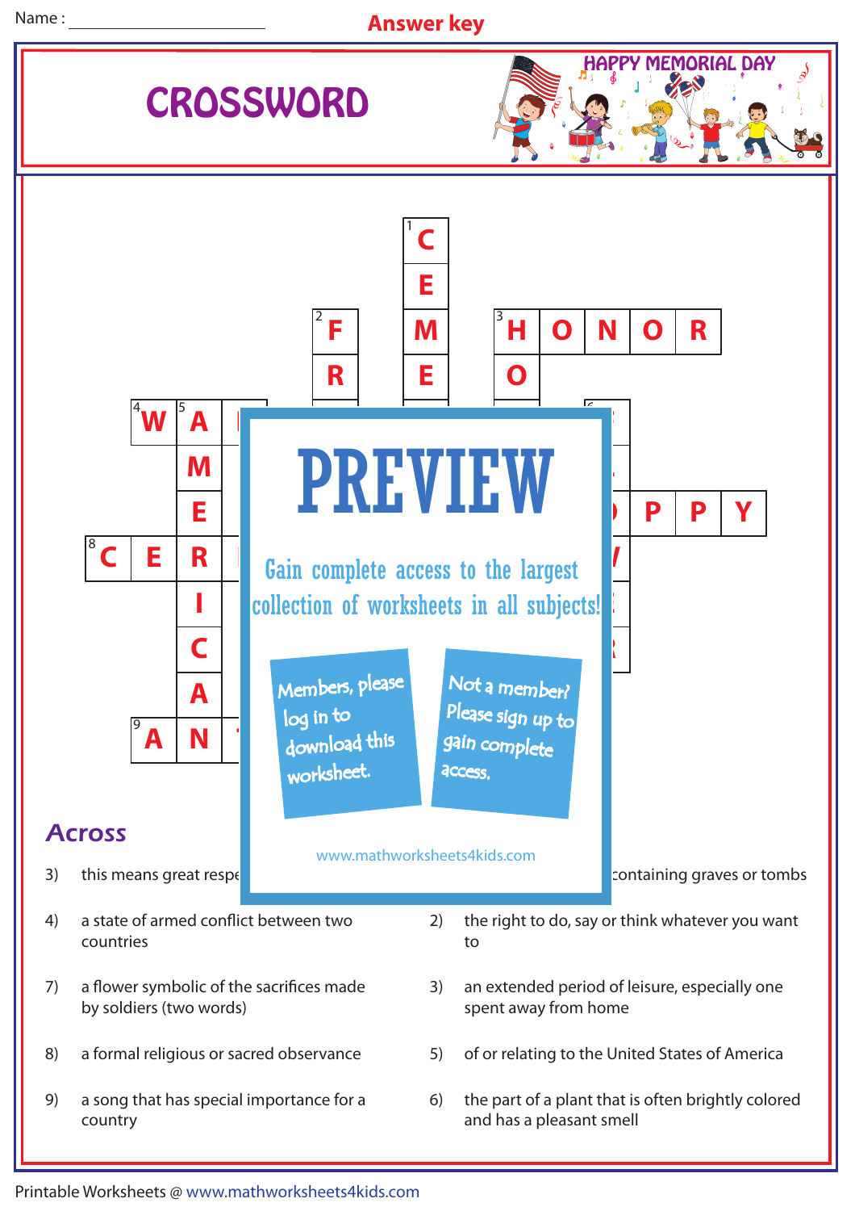Name : ____________________

**Answer key**

# CROSSWORD

HAPPY MEMORIAL DAY

PREVIEW

Gain complete access to the largest collection of worksheets in all subjects!

Members, please log in to download this worksheet.

Not a member? Please sign up to gain complete access.

www.mathworksheets4kids.com

## Across

3) this means great respe

4) a state of armed conflict between two countries

7) a flower symbolic of the sacrifices made by soldiers (two words)

8) a formal religious or sacred observance

9) a song that has special importance for a country

## Down

containing graves or tombs

2) the right to do, say or think whatever you want to

3) an extended period of leisure, especially one spent away from home

5) of or relating to the United States of America

6) the part of a plant that is often brightly colored and has a pleasant smell

Printable Worksheets @ www.mathworksheets4kids.com